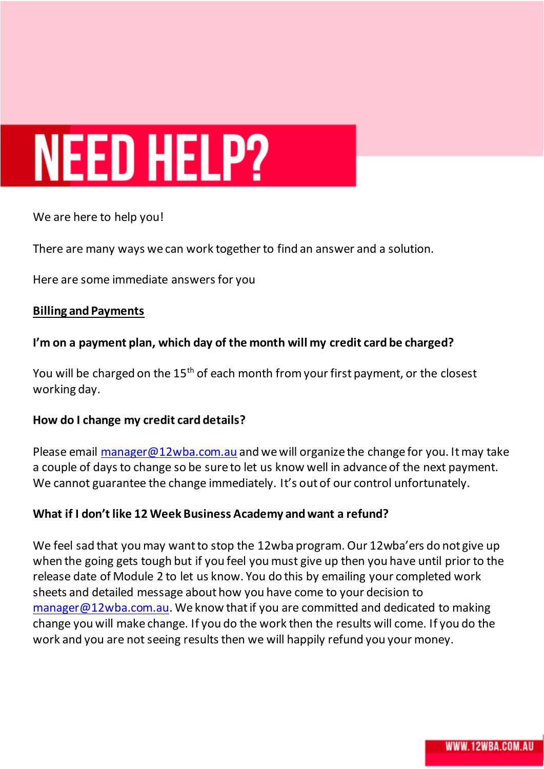# NEED HELP?

We are here to help you!

There are many ways we can work together to find an answer and a solution.

Here are some immediate answers for you

## Billing and Payments

**I'm on a payment plan, which day of the month will my credit card be charged?**

You will be charged on the 15th of each month from your first payment, or the closest working day.

**How do I change my credit card details?**

Please email manager@12wba.com.au and we will organize the change for you. It may take a couple of days to change so be sure to let us know well in advance of the next payment. We cannot guarantee the change immediately. It's out of our control unfortunately.

**What if I don't like 12 Week Business Academy and want a refund?**

We feel sad that you may want to stop the 12wba program. Our 12wba'ers do not give up when the going gets tough but if you feel you must give up then you have until prior to the release date of Module 2 to let us know. You do this by emailing your completed work sheets and detailed message about how you have come to your decision to manager@12wba.com.au. We know that if you are committed and dedicated to making change you will make change. If you do the work then the results will come. If you do the work and you are not seeing results then we will happily refund you your money.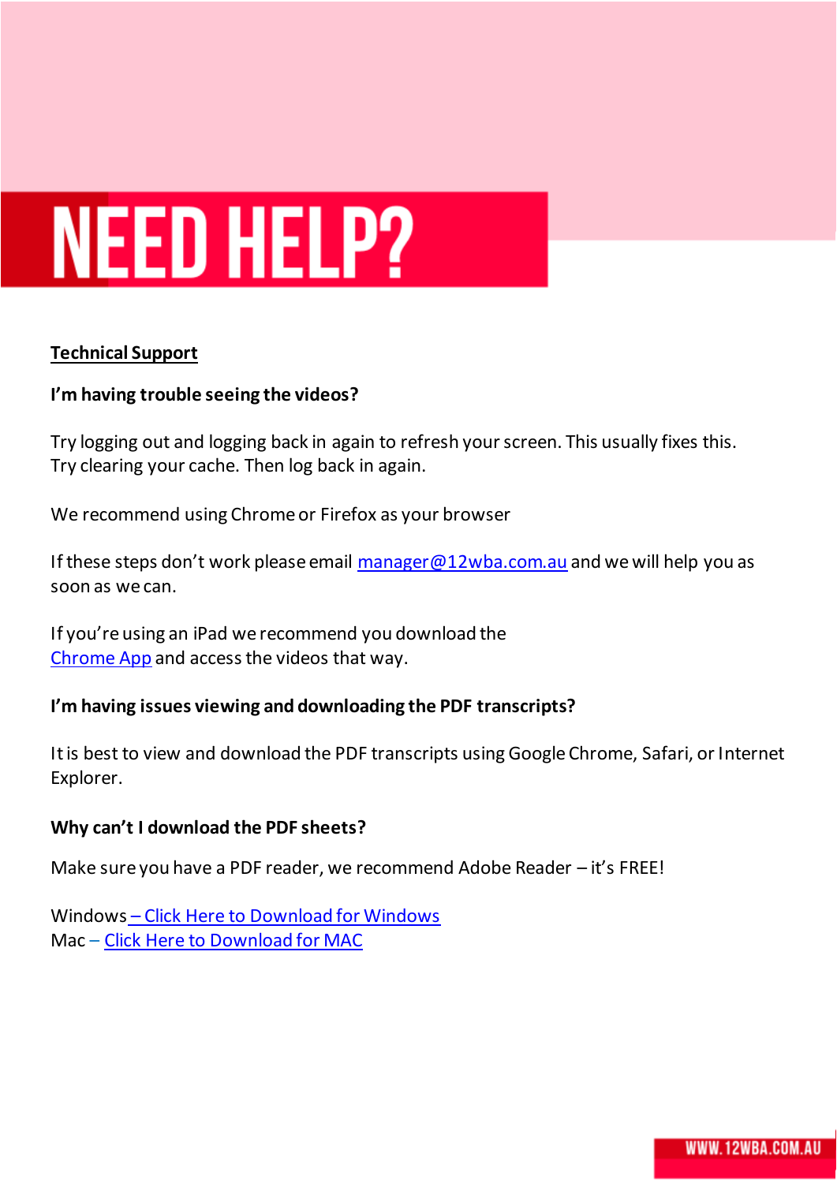# NEED HELP?

**Technical Support**

**I'm having trouble seeing the videos?**

Try logging out and logging back in again to refresh your screen. This usually fixes this.
Try clearing your cache. Then log back in again.

We recommend using Chrome or Firefox as your browser

If these steps don't work please email manager@12wba.com.au and we will help you as soon as we can.

If you're using an iPad we recommend you download the Chrome App and access the videos that way.

**I'm having issues viewing and downloading the PDF transcripts?**

It is best to view and download the PDF transcripts using Google Chrome, Safari, or Internet Explorer.

**Why can't I download the PDF sheets?**

Make sure you have a PDF reader, we recommend Adobe Reader – it's FREE!

Windows – Click Here to Download for Windows
Mac – Click Here to Download for MAC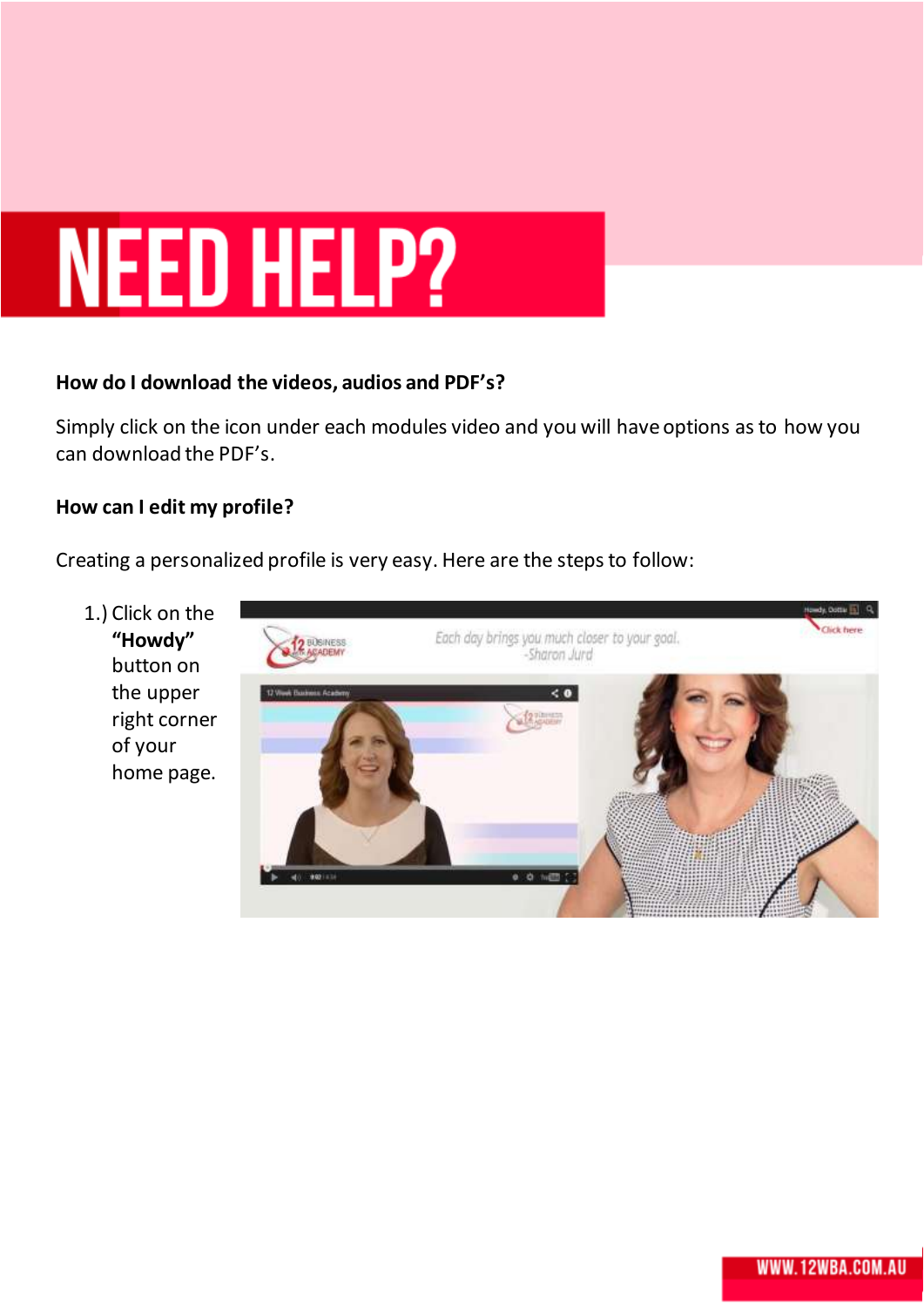# NEED HELP?

**How do I download the videos, audios and PDF's?**

Simply click on the icon under each modules video and you will have options as to how you can download the PDF's.

**How can I edit my profile?**

Creating a personalized profile is very easy. Here are the steps to follow:

1.) Click on the **"Howdy"** button on the upper right corner of your home page.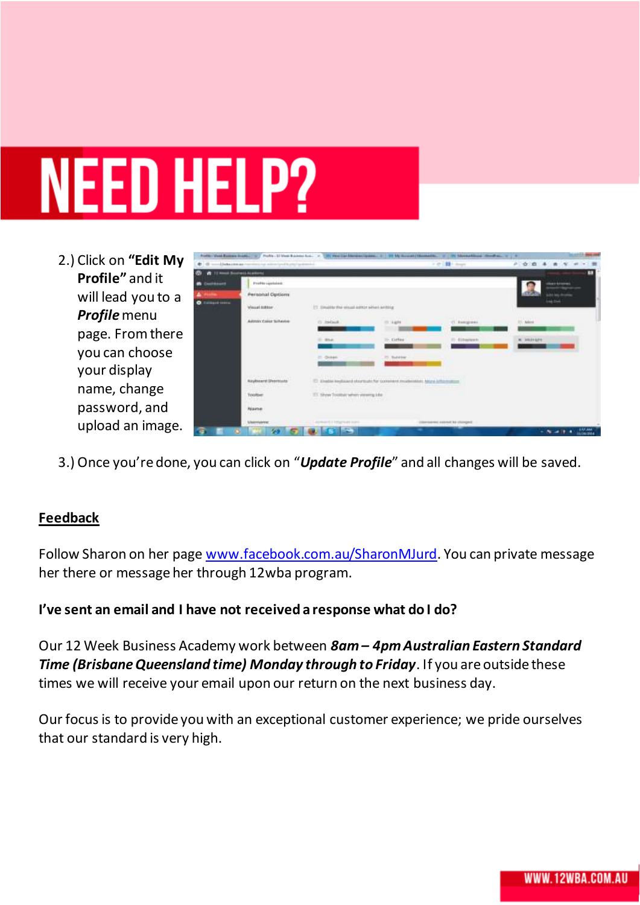# NEED HELP?

2.) Click on **"Edit My Profile"** and it will lead you to a ***Profile*** menu page. From there you can choose your display name, change password, and upload an image.

3.) Once you're done, you can click on "***Update Profile***" and all changes will be saved.

**Feedback**

Follow Sharon on her page www.facebook.com.au/SharonMJurd. You can private message her there or message her through 12wba program.

**I've sent an email and I have not received a response what do I do?**

Our 12 Week Business Academy work between ***8am – 4pm Australian Eastern Standard Time (Brisbane Queensland time) Monday through to Friday***. If you are outside these times we will receive your email upon our return on the next business day.

Our focus is to provide you with an exceptional customer experience; we pride ourselves that our standard is very high.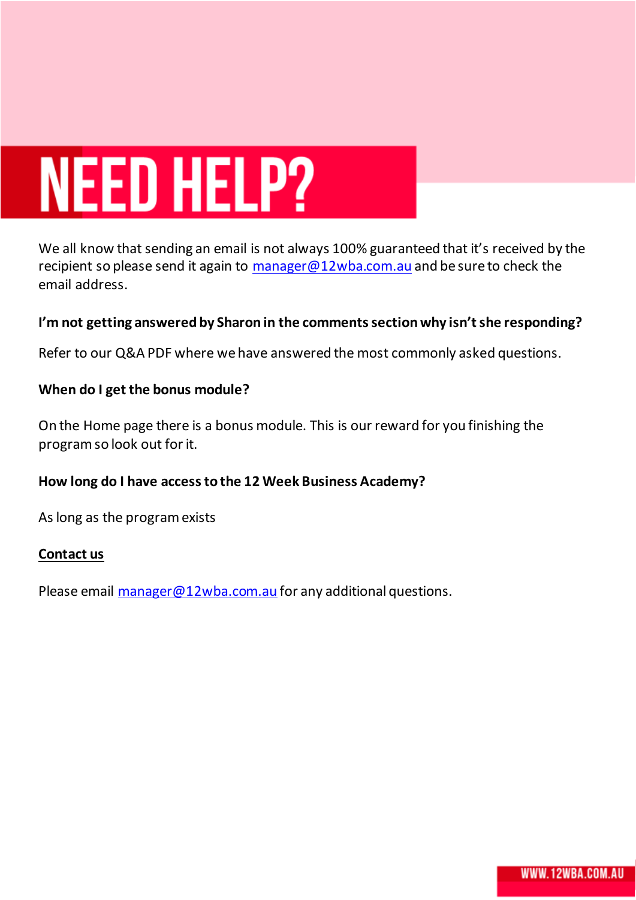# NEED HELP?

We all know that sending an email is not always 100% guaranteed that it's received by the recipient so please send it again to manager@12wba.com.au and be sure to check the email address.

**I'm not getting answered by Sharon in the comments section why isn't she responding?**

Refer to our Q&A PDF where we have answered the most commonly asked questions.

**When do I get the bonus module?**

On the Home page there is a bonus module. This is our reward for you finishing the program so look out for it.

**How long do I have access to the 12 Week Business Academy?**

As long as the program exists

**Contact us**

Please email manager@12wba.com.au for any additional questions.